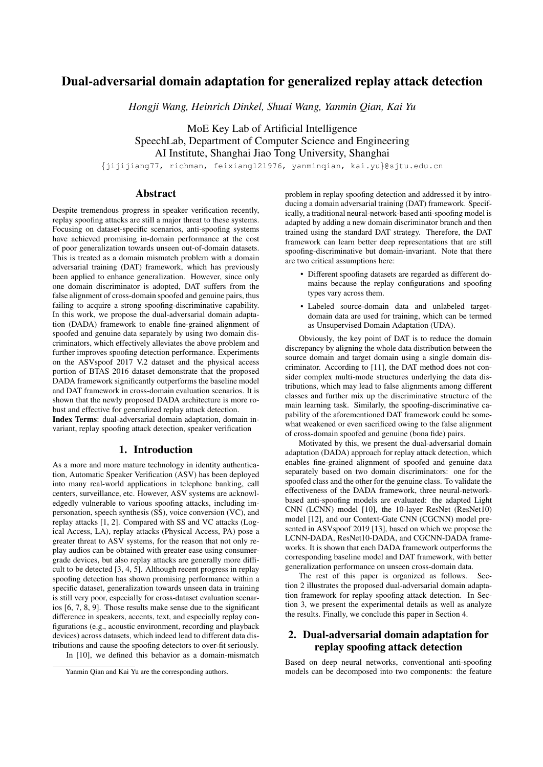# Dual-adversarial domain adaptation for generalized replay attack detection

*Hongji Wang, Heinrich Dinkel, Shuai Wang, Yanmin Qian, Kai Yu*

MoE Key Lab of Artificial Intelligence
SpeechLab, Department of Computer Science and Engineering
AI Institute, Shanghai Jiao Tong University, Shanghai

{jijijiang77, richman, feixiang121976, yanminqian, kai.yu}@sjtu.edu.cn

## Abstract

Despite tremendous progress in speaker verification recently, replay spoofing attacks are still a major threat to these systems. Focusing on dataset-specific scenarios, anti-spoofing systems have achieved promising in-domain performance at the cost of poor generalization towards unseen out-of-domain datasets. This is treated as a domain mismatch problem with a domain adversarial training (DAT) framework, which has previously been applied to enhance generalization. However, since only one domain discriminator is adopted, DAT suffers from the false alignment of cross-domain spoofed and genuine pairs, thus failing to acquire a strong spoofing-discriminative capability. In this work, we propose the dual-adversarial domain adaptation (DADA) framework to enable fine-grained alignment of spoofed and genuine data separately by using two domain discriminators, which effectively alleviates the above problem and further improves spoofing detection performance. Experiments on the ASVspoof 2017 V.2 dataset and the physical access portion of BTAS 2016 dataset demonstrate that the proposed DADA framework significantly outperforms the baseline model and DAT framework in cross-domain evaluation scenarios. It is shown that the newly proposed DADA architecture is more robust and effective for generalized replay attack detection.

**Index Terms**: dual-adversarial domain adaptation, domain invariant, replay spoofing attack detection, speaker verification

## 1. Introduction

As a more and more mature technology in identity authentication, Automatic Speaker Verification (ASV) has been deployed into many real-world applications in telephone banking, call centers, surveillance, etc. However, ASV systems are acknowledgedly vulnerable to various spoofing attacks, including impersonation, speech synthesis (SS), voice conversion (VC), and replay attacks [1, 2]. Compared with SS and VC attacks (Logical Access, LA), replay attacks (Physical Access, PA) pose a greater threat to ASV systems, for the reason that not only replay audios can be obtained with greater ease using consumer-grade devices, but also replay attacks are generally more difficult to be detected [3, 4, 5]. Although recent progress in replay spoofing detection has shown promising performance within a specific dataset, generalization towards unseen data in training is still very poor, especially for cross-dataset evaluation scenarios [6, 7, 8, 9]. Those results make sense due to the significant difference in speakers, accents, text, and especially replay configurations (e.g., acoustic environment, recording and playback devices) across datasets, which indeed lead to different data distributions and cause the spoofing detectors to over-fit seriously.

In [10], we defined this behavior as a domain-mismatch problem in replay spoofing detection and addressed it by introducing a domain adversarial training (DAT) framework. Specifically, a traditional neural-network-based anti-spoofing model is adapted by adding a new domain discriminator branch and then trained using the standard DAT strategy. Therefore, the DAT framework can learn better deep representations that are still spoofing-discriminative but domain-invariant. Note that there are two critical assumptions here:

- Different spoofing datasets are regarded as different domains because the replay configurations and spoofing types vary across them.
- Labeled source-domain data and unlabeled target-domain data are used for training, which can be termed as Unsupervised Domain Adaptation (UDA).

Obviously, the key point of DAT is to reduce the domain discrepancy by aligning the whole data distribution between the source domain and target domain using a single domain discriminator. According to [11], the DAT method does not consider complex multi-mode structures underlying the data distributions, which may lead to false alignments among different classes and further mix up the discriminative structure of the main learning task. Similarly, the spoofing-discriminative capability of the aforementioned DAT framework could be somewhat weakened or even sacrificed owing to the false alignment of cross-domain spoofed and genuine (bona fide) pairs.

Motivated by this, we present the dual-adversarial domain adaptation (DADA) approach for replay attack detection, which enables fine-grained alignment of spoofed and genuine data separately based on two domain discriminators: one for the spoofed class and the other for the genuine class. To validate the effectiveness of the DADA framework, three neural-network-based anti-spoofing models are evaluated: the adapted Light CNN (LCNN) model [10], the 10-layer ResNet (ResNet10) model [12], and our Context-Gate CNN (CGCNN) model presented in ASVspoof 2019 [13], based on which we propose the LCNN-DADA, ResNet10-DADA, and CGCNN-DADA frameworks. It is shown that each DADA framework outperforms the corresponding baseline model and DAT framework, with better generalization performance on unseen cross-domain data.

The rest of this paper is organized as follows. Section 2 illustrates the proposed dual-adversarial domain adaptation framework for replay spoofing attack detection. In Section 3, we present the experimental details as well as analyze the results. Finally, we conclude this paper in Section 4.

## 2. Dual-adversarial domain adaptation for replay spoofing attack detection

Based on deep neural networks, conventional anti-spoofing models can be decomposed into two components: the feature

Yanmin Qian and Kai Yu are the corresponding authors.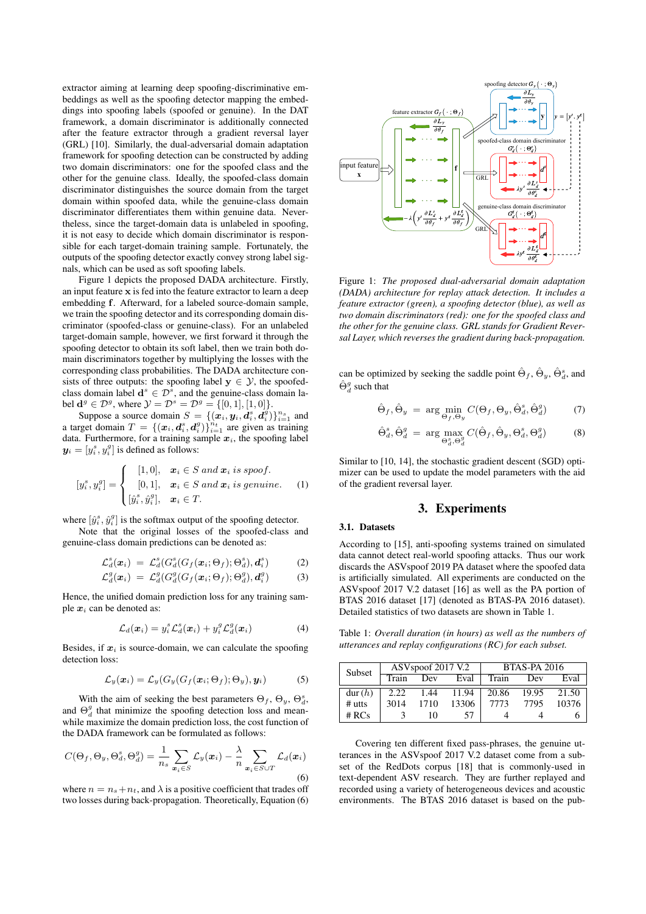extractor aiming at learning deep spoofing-discriminative embeddings as well as the spoofing detector mapping the embeddings into spoofing labels (spoofed or genuine). In the DAT framework, a domain discriminator is additionally connected after the feature extractor through a gradient reversal layer (GRL) [10]. Similarly, the dual-adversarial domain adaptation framework for spoofing detection can be constructed by adding two domain discriminators: one for the spoofed class and the other for the genuine class. Ideally, the spoofed-class domain discriminator distinguishes the source domain from the target domain within spoofed data, while the genuine-class domain discriminator differentiates them within genuine data. Nevertheless, since the target-domain data is unlabeled in spoofing, it is not easy to decide which domain discriminator is responsible for each target-domain training sample. Fortunately, the outputs of the spoofing detector exactly convey strong label signals, which can be used as soft spoofing labels.

Figure 1 depicts the proposed DADA architecture. Firstly, an input feature $\mathbf{x}$ is fed into the feature extractor to learn a deep embedding $\mathbf{f}$. Afterward, for a labeled source-domain sample, we train the spoofing detector and its corresponding domain discriminator (spoofed-class or genuine-class). For an unlabeled target-domain sample, however, we first forward it through the spoofing detector to obtain its soft label, then we train both domain discriminators together by multiplying the losses with the corresponding class probabilities. The DADA architecture consists of three outputs: the spoofing label $\mathbf{y} \in \mathcal{Y}$, the spoofed-class domain label $\mathbf{d}^s \in \mathcal{D}^s$, and the genuine-class domain label $\mathbf{d}^g \in \mathcal{D}^g$, where $\mathcal{Y} = \mathcal{D}^s = \mathcal{D}^g = \{[0,1],[1,0]\}$.

Suppose a source domain $S = \{(\boldsymbol{x}_i, \boldsymbol{y}_i, \boldsymbol{d}_i^s, \boldsymbol{d}_i^g)\}_{i=1}^{n_s}$ and a target domain $T = \{(\boldsymbol{x}_i, \boldsymbol{d}_i^s, \boldsymbol{d}_i^g)\}_{i=1}^{n_t}$ are given as training data. Furthermore, for a training sample $\boldsymbol{x}_i$, the spoofing label $\boldsymbol{y}_i = [y_i^s, y_i^g]$ is defined as follows:

$$[y_i^s, y_i^g] = \begin{cases} [1,0], & \boldsymbol{x}_i \in S \textit{ and } \boldsymbol{x}_i \textit{ is spoof.} \\ [0,1], & \boldsymbol{x}_i \in S \textit{ and } \boldsymbol{x}_i \textit{ is genuine.} \\ [\hat{y}_i^s, \hat{y}_i^g], & \boldsymbol{x}_i \in T. \end{cases} \quad (1)$$

where $[\hat{y}_i^s, \hat{y}_i^g]$ is the softmax output of the spoofing detector.

Note that the original losses of the spoofed-class and genuine-class domain predictions can be denoted as:

$$\mathcal{L}_d^s(\boldsymbol{x}_i) = \mathcal{L}_d^s(G_d^s(G_f(\boldsymbol{x}_i;\Theta_f);\Theta_d^s), \boldsymbol{d}_i^s) \quad (2)$$

$$\mathcal{L}_d^g(\boldsymbol{x}_i) = \mathcal{L}_d^g(G_d^g(G_f(\boldsymbol{x}_i;\Theta_f);\Theta_d^g), \boldsymbol{d}_i^g) \quad (3)$$

Hence, the unified domain prediction loss for any training sample $\boldsymbol{x}_i$ can be denoted as:

$$\mathcal{L}_d(\boldsymbol{x}_i) = y_i^s \mathcal{L}_d^s(\boldsymbol{x}_i) + y_i^g \mathcal{L}_d^g(\boldsymbol{x}_i) \quad (4)$$

Besides, if $\boldsymbol{x}_i$ is source-domain, we can calculate the spoofing detection loss:

$$\mathcal{L}_y(\boldsymbol{x}_i) = \mathcal{L}_y(G_y(G_f(\boldsymbol{x}_i;\Theta_f);\Theta_y), \boldsymbol{y}_i) \quad (5)$$

With the aim of seeking the best parameters $\Theta_f$, $\Theta_y$, $\Theta_d^s$, and $\Theta_d^g$ that minimize the spoofing detection loss and meanwhile maximize the domain prediction loss, the cost function of the DADA framework can be formulated as follows:

$$C(\Theta_f, \Theta_y, \Theta_d^s, \Theta_d^g) = \frac{1}{n_s}\sum_{\boldsymbol{x}_i \in S} \mathcal{L}_y(\boldsymbol{x}_i) - \frac{\lambda}{n}\sum_{\boldsymbol{x}_i \in S \cup T} \mathcal{L}_d(\boldsymbol{x}_i) \quad (6)$$

where $n = n_s + n_t$, and $\lambda$ is a positive coefficient that trades off two losses during back-propagation. Theoretically, Equation (6) can be optimized by seeking the saddle point $\hat{\Theta}_f$, $\hat{\Theta}_y$, $\hat{\Theta}_d^s$, and $\hat{\Theta}_d^g$ such that

$$\hat{\Theta}_f, \hat{\Theta}_y = \arg\min_{\Theta_f, \Theta_y} C(\Theta_f, \Theta_y, \hat{\Theta}_d^s, \hat{\Theta}_d^g) \quad (7)$$

$$\hat{\Theta}_d^s, \hat{\Theta}_d^g = \arg\max_{\Theta_d^s, \Theta_d^g} C(\hat{\Theta}_f, \hat{\Theta}_y, \Theta_d^s, \Theta_d^g) \quad (8)$$

Similar to [10, 14], the stochastic gradient descent (SGD) optimizer can be used to update the model parameters with the aid of the gradient reversal layer.

Figure 1: *The proposed dual-adversarial domain adaptation (DADA) architecture for replay attack detection. It includes a feature extractor (green), a spoofing detector (blue), as well as two domain discriminators (red): one for the spoofed class and the other for the genuine class. GRL stands for Gradient Reversal Layer, which reverses the gradient during back-propagation.*

## 3. Experiments

### 3.1. Datasets

According to [15], anti-spoofing systems trained on simulated data cannot detect real-world spoofing attacks. Thus our work discards the ASVspoof 2019 PA dataset where the spoofed data is artificially simulated. All experiments are conducted on the ASVspoof 2017 V.2 dataset [16] as well as the PA portion of BTAS 2016 dataset [17] (denoted as BTAS-PA 2016 dataset). Detailed statistics of two datasets are shown in Table 1.

Table 1: *Overall duration (in hours) as well as the numbers of utterances and replay configurations (RC) for each subset.*

| Subset | ASVspoof 2017 V.2 | | | BTAS-PA 2016 | | |
|---|---|---|---|---|---|---|
| | Train | Dev | Eval | Train | Dev | Eval |
| dur ($h$) | 2.22 | 1.44 | 11.94 | 20.86 | 19.95 | 21.50 |
| # utts | 3014 | 1710 | 13306 | 7773 | 7795 | 10376 |
| # RCs | 3 | 10 | 57 | 4 | 4 | 6 |

Covering ten different fixed pass-phrases, the genuine utterances in the ASVspoof 2017 V.2 dataset come from a subset of the RedDots corpus [18] that is commonly-used in text-dependent ASV research. They are further replayed and recorded using a variety of heterogeneous devices and acoustic environments. The BTAS 2016 dataset is based on the pub-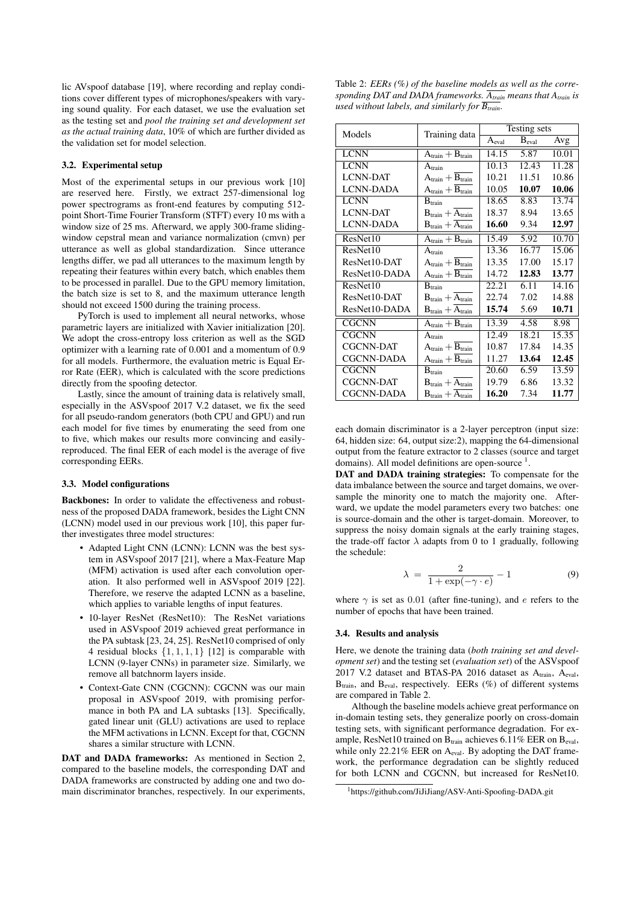lic AVspoof database [19], where recording and replay conditions cover different types of microphones/speakers with varying sound quality. For each dataset, we use the evaluation set as the testing set and *pool the training set and development set as the actual training data*, 10% of which are further divided as the validation set for model selection.

### 3.2. Experimental setup

Most of the experimental setups in our previous work [10] are reserved here. Firstly, we extract 257-dimensional log power spectrograms as front-end features by computing 512-point Short-Time Fourier Transform (STFT) every 10 ms with a window size of 25 ms. Afterward, we apply 300-frame sliding-window cepstral mean and variance normalization (cmvn) per utterance as well as global standardization. Since utterance lengths differ, we pad all utterances to the maximum length by repeating their features within every batch, which enables them to be processed in parallel. Due to the GPU memory limitation, the batch size is set to 8, and the maximum utterance length should not exceed 1500 during the training process.

PyTorch is used to implement all neural networks, whose parametric layers are initialized with Xavier initialization [20]. We adopt the cross-entropy loss criterion as well as the SGD optimizer with a learning rate of 0.001 and a momentum of 0.9 for all models. Furthermore, the evaluation metric is Equal Error Rate (EER), which is calculated with the score predictions directly from the spoofing detector.

Lastly, since the amount of training data is relatively small, especially in the ASVspoof 2017 V.2 dataset, we fix the seed for all pseudo-random generators (both CPU and GPU) and run each model for five times by enumerating the seed from one to five, which makes our results more convincing and easily-reproduced. The final EER of each model is the average of five corresponding EERs.

### 3.3. Model configurations

**Backbones:** In order to validate the effectiveness and robustness of the proposed DADA framework, besides the Light CNN (LCNN) model used in our previous work [10], this paper further investigates three model structures:

- Adapted Light CNN (LCNN): LCNN was the best system in ASVspoof 2017 [21], where a Max-Feature Map (MFM) activation is used after each convolution operation. It also performed well in ASVspoof 2019 [22]. Therefore, we reserve the adapted LCNN as a baseline, which applies to variable lengths of input features.
- 10-layer ResNet (ResNet10): The ResNet variations used in ASVspoof 2019 achieved great performance in the PA subtask [23, 24, 25]. ResNet10 comprised of only 4 residual blocks $\{1, 1, 1, 1\}$ [12] is comparable with LCNN (9-layer CNNs) in parameter size. Similarly, we remove all batchnorm layers inside.
- Context-Gate CNN (CGCNN): CGCNN was our main proposal in ASVspoof 2019, with promising performance in both PA and LA subtasks [13]. Specifically, gated linear unit (GLU) activations are used to replace the MFM activations in LCNN. Except for that, CGCNN shares a similar structure with LCNN.

**DAT and DADA frameworks:** As mentioned in Section 2, compared to the baseline models, the corresponding DAT and DADA frameworks are constructed by adding one and two domain discriminator branches, respectively. In our experiments, each domain discriminator is a 2-layer perceptron (input size: 64, hidden size: 64, output size:2), mapping the 64-dimensional output from the feature extractor to 2 classes (source and target domains). All model definitions are open-source [1].

**DAT and DADA training strategies:** To compensate for the data imbalance between the source and target domains, we oversample the minority one to match the majority one. Afterward, we update the model parameters every two batches: one is source-domain and the other is target-domain. Moreover, to suppress the noisy domain signals at the early training stages, the trade-off factor $\lambda$ adapts from 0 to 1 gradually, following the schedule:

$$\lambda = \frac{2}{1 + \exp(-\gamma \cdot e)} - 1 \tag{9}$$

where $\gamma$ is set as 0.01 (after fine-tuning), and $e$ refers to the number of epochs that have been trained.

Table 2: *EERs (%) of the baseline models as well as the corresponding DAT and DADA frameworks. $\overline{A_{train}}$ means that $A_{train}$ is used without labels, and similarly for $\overline{B_{train}}$.*

| Models | Training data | Testing sets | | |
|---|---|---|---|---|
| | | $A_{eval}$ | $B_{eval}$ | Avg |
| LCNN | $A_{train} + B_{train}$ | 14.15 | 5.87 | 10.01 |
| LCNN | $A_{train}$ | 10.13 | 12.43 | 11.28 |
| LCNN-DAT | $A_{train} + \overline{B_{train}}$ | 10.21 | 11.51 | 10.86 |
| LCNN-DADA | $A_{train} + \overline{B_{train}}$ | 10.05 | **10.07** | **10.06** |
| LCNN | $B_{train}$ | 18.65 | 8.83 | 13.74 |
| LCNN-DAT | $B_{train} + \overline{A_{train}}$ | 18.37 | 8.94 | 13.65 |
| LCNN-DADA | $B_{train} + \overline{A_{train}}$ | **16.60** | 9.34 | **12.97** |
| ResNet10 | $A_{train} + B_{train}$ | 15.49 | 5.92 | 10.70 |
| ResNet10 | $A_{train}$ | 13.36 | 16.77 | 15.06 |
| ResNet10-DAT | $A_{train} + \overline{B_{train}}$ | 13.35 | 17.00 | 15.17 |
| ResNet10-DADA | $A_{train} + \overline{B_{train}}$ | 14.72 | **12.83** | **13.77** |
| ResNet10 | $B_{train}$ | 22.21 | 6.11 | 14.16 |
| ResNet10-DAT | $B_{train} + \overline{A_{train}}$ | 22.74 | 7.02 | 14.88 |
| ResNet10-DADA | $B_{train} + \overline{A_{train}}$ | **15.74** | 5.69 | **10.71** |
| CGCNN | $A_{train} + B_{train}$ | 13.39 | 4.58 | 8.98 |
| CGCNN | $A_{train}$ | 12.49 | 18.21 | 15.35 |
| CGCNN-DAT | $A_{train} + \overline{B_{train}}$ | 10.87 | 17.84 | 14.35 |
| CGCNN-DADA | $A_{train} + \overline{B_{train}}$ | 11.27 | **13.64** | **12.45** |
| CGCNN | $B_{train}$ | 20.60 | 6.59 | 13.59 |
| CGCNN-DAT | $B_{train} + \overline{A_{train}}$ | 19.79 | 6.86 | 13.32 |
| CGCNN-DADA | $B_{train} + \overline{A_{train}}$ | **16.20** | 7.34 | **11.77** |

### 3.4. Results and analysis

Here, we denote the training data (*both training set and development set*) and the testing set (*evaluation set*) of the ASVspoof 2017 V.2 dataset and BTAS-PA 2016 dataset as $A_{train}$, $A_{eval}$, $B_{train}$, and $B_{eval}$, respectively. EERs (%) of different systems are compared in Table 2.

Although the baseline models achieve great performance on in-domain testing sets, they generalize poorly on cross-domain testing sets, with significant performance degradation. For example, ResNet10 trained on $B_{train}$ achieves 6.11% EER on $B_{eval}$, while only 22.21% EER on $A_{eval}$. By adopting the DAT framework, the performance degradation can be slightly reduced for both LCNN and CGCNN, but increased for ResNet10.

[1] https://github.com/JiJiJiang/ASV-Anti-Spoofing-DADA.git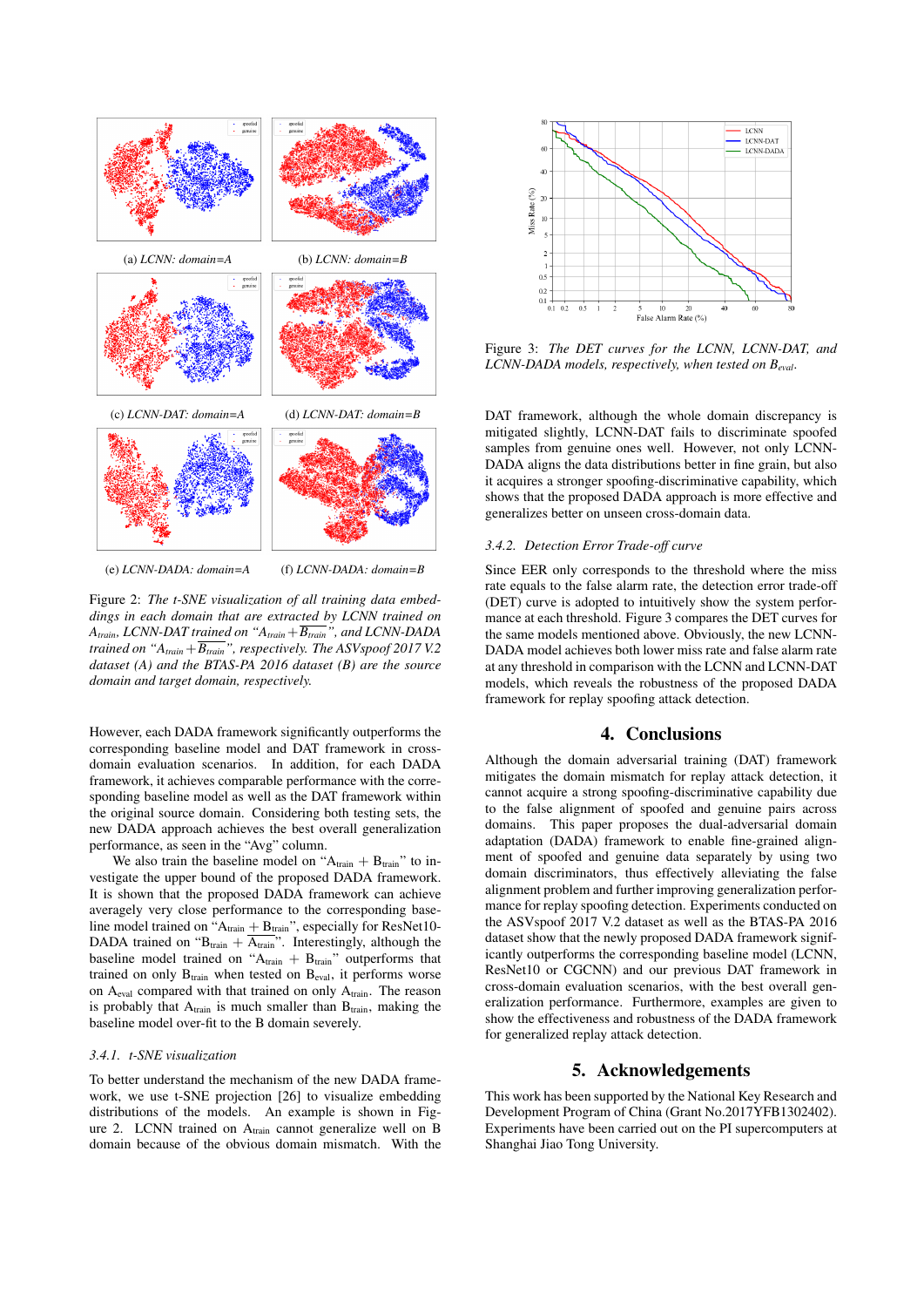(a) *LCNN: domain=A*

(b) *LCNN: domain=B*

(c) *LCNN-DAT: domain=A*

(d) *LCNN-DAT: domain=B*

(e) *LCNN-DADA: domain=A*

(f) *LCNN-DADA: domain=B*

Figure 2: *The t-SNE visualization of all training data embeddings in each domain that are extracted by LCNN trained on $A_{train}$, LCNN-DAT trained on "$A_{train}+\overline{B_{train}}$", and LCNN-DADA trained on "$A_{train}+\overline{B_{train}}$", respectively. The ASVspoof 2017 V.2 dataset (A) and the BTAS-PA 2016 dataset (B) are the source domain and target domain, respectively.*

However, each DADA framework significantly outperforms the corresponding baseline model and DAT framework in cross-domain evaluation scenarios. In addition, for each DADA framework, it achieves comparable performance with the corresponding baseline model as well as the DAT framework within the original source domain. Considering both testing sets, the new DADA approach achieves the best overall generalization performance, as seen in the "Avg" column.

We also train the baseline model on "$A_{train}$ + $B_{train}$" to investigate the upper bound of the proposed DADA framework. It is shown that the proposed DADA framework can achieve averagely very close performance to the corresponding baseline model trained on "$A_{train}$ + $B_{train}$", especially for ResNet10-DADA trained on "$B_{train}$ + $\overline{A_{train}}$". Interestingly, although the baseline model trained on "$A_{train}$ + $B_{train}$" outperforms that trained on only $B_{train}$ when tested on $B_{eval}$, it performs worse on $A_{eval}$ compared with that trained on only $A_{train}$. The reason is probably that $A_{train}$ is much smaller than $B_{train}$, making the baseline model over-fit to the B domain severely.

### 3.4.1. t-SNE visualization

To better understand the mechanism of the new DADA framework, we use t-SNE projection [26] to visualize embedding distributions of the models. An example is shown in Figure 2. LCNN trained on $A_{train}$ cannot generalize well on B domain because of the obvious domain mismatch. With the DAT framework, although the whole domain discrepancy is mitigated slightly, LCNN-DAT fails to discriminate spoofed samples from genuine ones well. However, not only LCNN-DADA aligns the data distributions better in fine grain, but also it acquires a stronger spoofing-discriminative capability, which shows that the proposed DADA approach is more effective and generalizes better on unseen cross-domain data.

Figure 3: *The DET curves for the LCNN, LCNN-DAT, and LCNN-DADA models, respectively, when tested on $B_{eval}$.*

### 3.4.2. Detection Error Trade-off curve

Since EER only corresponds to the threshold where the miss rate equals to the false alarm rate, the detection error trade-off (DET) curve is adopted to intuitively show the system performance at each threshold. Figure 3 compares the DET curves for the same models mentioned above. Obviously, the new LCNN-DADA model achieves both lower miss rate and false alarm rate at any threshold in comparison with the LCNN and LCNN-DAT models, which reveals the robustness of the proposed DADA framework for replay spoofing attack detection.

## 4. Conclusions

Although the domain adversarial training (DAT) framework mitigates the domain mismatch for replay attack detection, it cannot acquire a strong spoofing-discriminative capability due to the false alignment of spoofed and genuine pairs across domains. This paper proposes the dual-adversarial domain adaptation (DADA) framework to enable fine-grained alignment of spoofed and genuine data separately by using two domain discriminators, thus effectively alleviating the false alignment problem and further improving generalization performance for replay spoofing detection. Experiments conducted on the ASVspoof 2017 V.2 dataset as well as the BTAS-PA 2016 dataset show that the newly proposed DADA framework significantly outperforms the corresponding baseline model (LCNN, ResNet10 or CGCNN) and our previous DAT framework in cross-domain evaluation scenarios, with the best overall generalization performance. Furthermore, examples are given to show the effectiveness and robustness of the DADA framework for generalized replay attack detection.

## 5. Acknowledgements

This work has been supported by the National Key Research and Development Program of China (Grant No.2017YFB1302402). Experiments have been carried out on the PI supercomputers at Shanghai Jiao Tong University.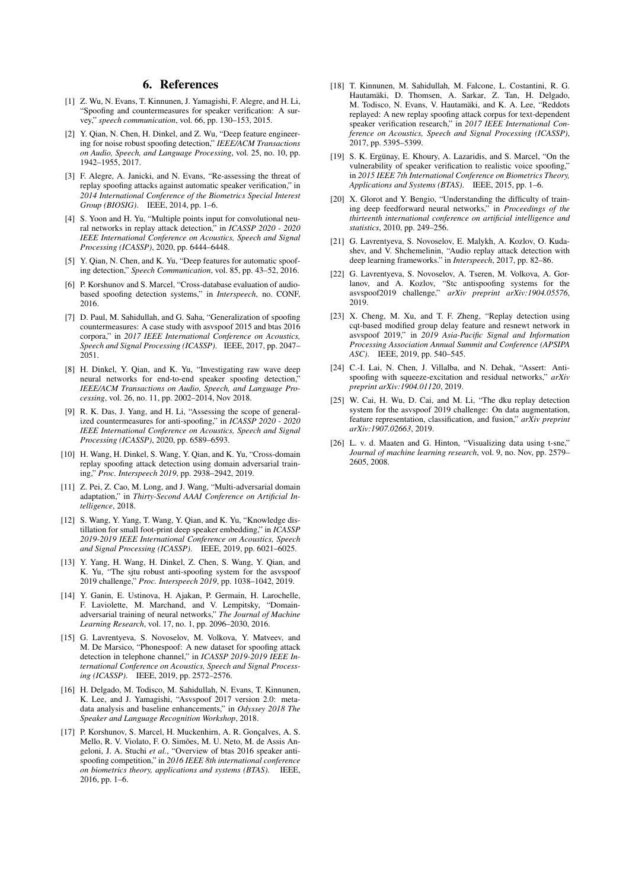## 6. References

[1] Z. Wu, N. Evans, T. Kinnunen, J. Yamagishi, F. Alegre, and H. Li, "Spoofing and countermeasures for speaker verification: A survey," *speech communication*, vol. 66, pp. 130–153, 2015.

[2] Y. Qian, N. Chen, H. Dinkel, and Z. Wu, "Deep feature engineering for noise robust spoofing detection," *IEEE/ACM Transactions on Audio, Speech, and Language Processing*, vol. 25, no. 10, pp. 1942–1955, 2017.

[3] F. Alegre, A. Janicki, and N. Evans, "Re-assessing the threat of replay spoofing attacks against automatic speaker verification," in *2014 International Conference of the Biometrics Special Interest Group (BIOSIG)*. IEEE, 2014, pp. 1–6.

[4] S. Yoon and H. Yu, "Multiple points input for convolutional neural networks in replay attack detection," in *ICASSP 2020 - 2020 IEEE International Conference on Acoustics, Speech and Signal Processing (ICASSP)*, 2020, pp. 6444–6448.

[5] Y. Qian, N. Chen, and K. Yu, "Deep features for automatic spoofing detection," *Speech Communication*, vol. 85, pp. 43–52, 2016.

[6] P. Korshunov and S. Marcel, "Cross-database evaluation of audio-based spoofing detection systems," in *Interspeech*, no. CONF, 2016.

[7] D. Paul, M. Sahidullah, and G. Saha, "Generalization of spoofing countermeasures: A case study with asvspoof 2015 and btas 2016 corpora," in *2017 IEEE International Conference on Acoustics, Speech and Signal Processing (ICASSP)*. IEEE, 2017, pp. 2047–2051.

[8] H. Dinkel, Y. Qian, and K. Yu, "Investigating raw wave deep neural networks for end-to-end speaker spoofing detection," *IEEE/ACM Transactions on Audio, Speech, and Language Processing*, vol. 26, no. 11, pp. 2002–2014, Nov 2018.

[9] R. K. Das, J. Yang, and H. Li, "Assessing the scope of generalized countermeasures for anti-spoofing," in *ICASSP 2020 - 2020 IEEE International Conference on Acoustics, Speech and Signal Processing (ICASSP)*, 2020, pp. 6589–6593.

[10] H. Wang, H. Dinkel, S. Wang, Y. Qian, and K. Yu, "Cross-domain replay spoofing attack detection using domain adversarial training," *Proc. Interspeech 2019*, pp. 2938–2942, 2019.

[11] Z. Pei, Z. Cao, M. Long, and J. Wang, "Multi-adversarial domain adaptation," in *Thirty-Second AAAI Conference on Artificial Intelligence*, 2018.

[12] S. Wang, Y. Yang, T. Wang, Y. Qian, and K. Yu, "Knowledge distillation for small foot-print deep speaker embedding," in *ICASSP 2019-2019 IEEE International Conference on Acoustics, Speech and Signal Processing (ICASSP)*. IEEE, 2019, pp. 6021–6025.

[13] Y. Yang, H. Wang, H. Dinkel, Z. Chen, S. Wang, Y. Qian, and K. Yu, "The sjtu robust anti-spoofing system for the asvspoof 2019 challenge," *Proc. Interspeech 2019*, pp. 1038–1042, 2019.

[14] Y. Ganin, E. Ustinova, H. Ajakan, P. Germain, H. Larochelle, F. Laviolette, M. Marchand, and V. Lempitsky, "Domain-adversarial training of neural networks," *The Journal of Machine Learning Research*, vol. 17, no. 1, pp. 2096–2030, 2016.

[15] G. Lavrentyeva, S. Novoselov, M. Volkova, Y. Matveev, and M. De Marsico, "Phonespoof: A new dataset for spoofing attack detection in telephone channel," in *ICASSP 2019-2019 IEEE International Conference on Acoustics, Speech and Signal Processing (ICASSP)*. IEEE, 2019, pp. 2572–2576.

[16] H. Delgado, M. Todisco, M. Sahidullah, N. Evans, T. Kinnunen, K. Lee, and J. Yamagishi, "Asvspoof 2017 version 2.0: metadata analysis and baseline enhancements," in *Odyssey 2018 The Speaker and Language Recognition Workshop*, 2018.

[17] P. Korshunov, S. Marcel, H. Muckenhirn, A. R. Gonçalves, A. S. Mello, R. V. Violato, F. O. Simões, M. U. Neto, M. de Assis Angeloni, J. A. Stuchi *et al.*, "Overview of btas 2016 speaker anti-spoofing competition," in *2016 IEEE 8th international conference on biometrics theory, applications and systems (BTAS)*. IEEE, 2016, pp. 1–6.

[18] T. Kinnunen, M. Sahidullah, M. Falcone, L. Costantini, R. G. Hautamäki, D. Thomsen, A. Sarkar, Z. Tan, H. Delgado, M. Todisco, N. Evans, V. Hautamäki, and K. A. Lee, "Reddots replayed: A new replay spoofing attack corpus for text-dependent speaker verification research," in *2017 IEEE International Conference on Acoustics, Speech and Signal Processing (ICASSP)*, 2017, pp. 5395–5399.

[19] S. K. Ergünay, E. Khoury, A. Lazaridis, and S. Marcel, "On the vulnerability of speaker verification to realistic voice spoofing," in *2015 IEEE 7th International Conference on Biometrics Theory, Applications and Systems (BTAS)*. IEEE, 2015, pp. 1–6.

[20] X. Glorot and Y. Bengio, "Understanding the difficulty of training deep feedforward neural networks," in *Proceedings of the thirteenth international conference on artificial intelligence and statistics*, 2010, pp. 249–256.

[21] G. Lavrentyeva, S. Novoselov, E. Malykh, A. Kozlov, O. Kudashev, and V. Shchemelinin, "Audio replay attack detection with deep learning frameworks." in *Interspeech*, 2017, pp. 82–86.

[22] G. Lavrentyeva, S. Novoselov, A. Tseren, M. Volkova, A. Gorlanov, and A. Kozlov, "Stc antispoofing systems for the asvspoof2019 challenge," *arXiv preprint arXiv:1904.05576*, 2019.

[23] X. Cheng, M. Xu, and T. F. Zheng, "Replay detection using cqt-based modified group delay feature and resnewt network in asvspoof 2019," in *2019 Asia-Pacific Signal and Information Processing Association Annual Summit and Conference (APSIPA ASC)*. IEEE, 2019, pp. 540–545.

[24] C.-I. Lai, N. Chen, J. Villalba, and N. Dehak, "Assert: Anti-spoofing with squeeze-excitation and residual networks," *arXiv preprint arXiv:1904.01120*, 2019.

[25] W. Cai, H. Wu, D. Cai, and M. Li, "The dku replay detection system for the asvspoof 2019 challenge: On data augmentation, feature representation, classification, and fusion," *arXiv preprint arXiv:1907.02663*, 2019.

[26] L. v. d. Maaten and G. Hinton, "Visualizing data using t-sne," *Journal of machine learning research*, vol. 9, no. Nov, pp. 2579–2605, 2008.